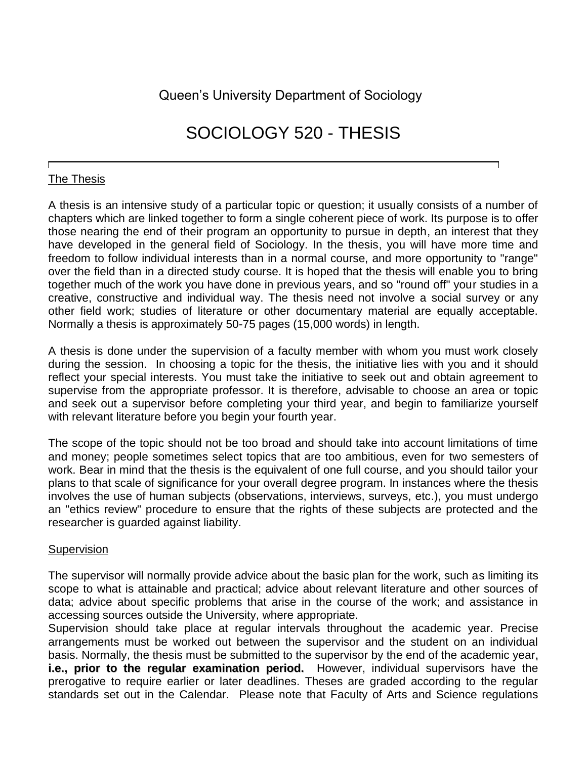Queen’s University Department of Sociology

# SOCIOLOGY 520 - THESIS

## The Thesis

A thesis is an intensive study of a particular topic or question; it usually consists of a number of chapters which are linked together to form a single coherent piece of work. Its purpose is to offer those nearing the end of their program an opportunity to pursue in depth, an interest that they have developed in the general field of Sociology. In the thesis, you will have more time and freedom to follow individual interests than in a normal course, and more opportunity to "range" over the field than in a directed study course. It is hoped that the thesis will enable you to bring together much of the work you have done in previous years, and so "round off" your studies in a creative, constructive and individual way. The thesis need not involve a social survey or any other field work; studies of literature or other documentary material are equally acceptable. Normally a thesis is approximately 50-75 pages (15,000 words) in length.

A thesis is done under the supervision of a faculty member with whom you must work closely during the session. In choosing a topic for the thesis, the initiative lies with you and it should reflect your special interests. You must take the initiative to seek out and obtain agreement to supervise from the appropriate professor. It is therefore, advisable to choose an area or topic and seek out a supervisor before completing your third year, and begin to familiarize yourself with relevant literature before you begin your fourth year.

The scope of the topic should not be too broad and should take into account limitations of time and money; people sometimes select topics that are too ambitious, even for two semesters of work. Bear in mind that the thesis is the equivalent of one full course, and you should tailor your plans to that scale of significance for your overall degree program. In instances where the thesis involves the use of human subjects (observations, interviews, surveys, etc.), you must undergo an "ethics review" procedure to ensure that the rights of these subjects are protected and the researcher is guarded against liability.

## Supervision

The supervisor will normally provide advice about the basic plan for the work, such as limiting its scope to what is attainable and practical; advice about relevant literature and other sources of data; advice about specific problems that arise in the course of the work; and assistance in accessing sources outside the University, where appropriate.

Supervision should take place at regular intervals throughout the academic year. Precise arrangements must be worked out between the supervisor and the student on an individual basis. Normally, the thesis must be submitted to the supervisor by the end of the academic year, **i.e., prior to the regular examination period.** However, individual supervisors have the prerogative to require earlier or later deadlines. Theses are graded according to the regular standards set out in the Calendar. Please note that Faculty of Arts and Science regulations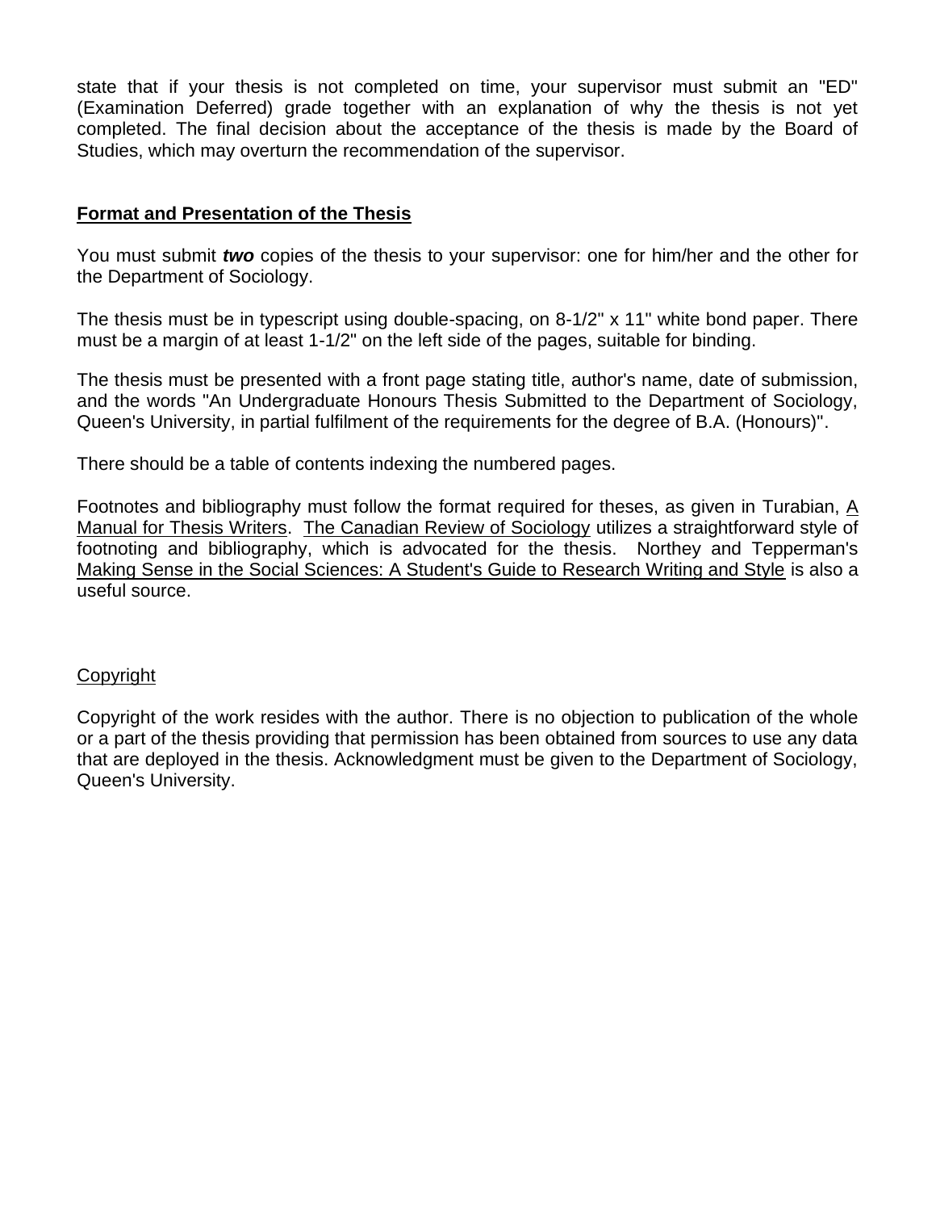state that if your thesis is not completed on time, your supervisor must submit an "ED" (Examination Deferred) grade together with an explanation of why the thesis is not yet completed. The final decision about the acceptance of the thesis is made by the Board of Studies, which may overturn the recommendation of the supervisor.

## Format and Presentation of the Thesis

You must submit ***two*** copies of the thesis to your supervisor: one for him/her and the other for the Department of Sociology.

The thesis must be in typescript using double-spacing, on 8-1/2" x 11" white bond paper. There must be a margin of at least 1-1/2" on the left side of the pages, suitable for binding.

The thesis must be presented with a front page stating title, author's name, date of submission, and the words "An Undergraduate Honours Thesis Submitted to the Department of Sociology, Queen's University, in partial fulfilment of the requirements for the degree of B.A. (Honours)".

There should be a table of contents indexing the numbered pages.

Footnotes and bibliography must follow the format required for theses, as given in Turabian, A Manual for Thesis Writers. The Canadian Review of Sociology utilizes a straightforward style of footnoting and bibliography, which is advocated for the thesis. Northey and Tepperman's Making Sense in the Social Sciences: A Student's Guide to Research Writing and Style is also a useful source.

### Copyright

Copyright of the work resides with the author. There is no objection to publication of the whole or a part of the thesis providing that permission has been obtained from sources to use any data that are deployed in the thesis. Acknowledgment must be given to the Department of Sociology, Queen's University.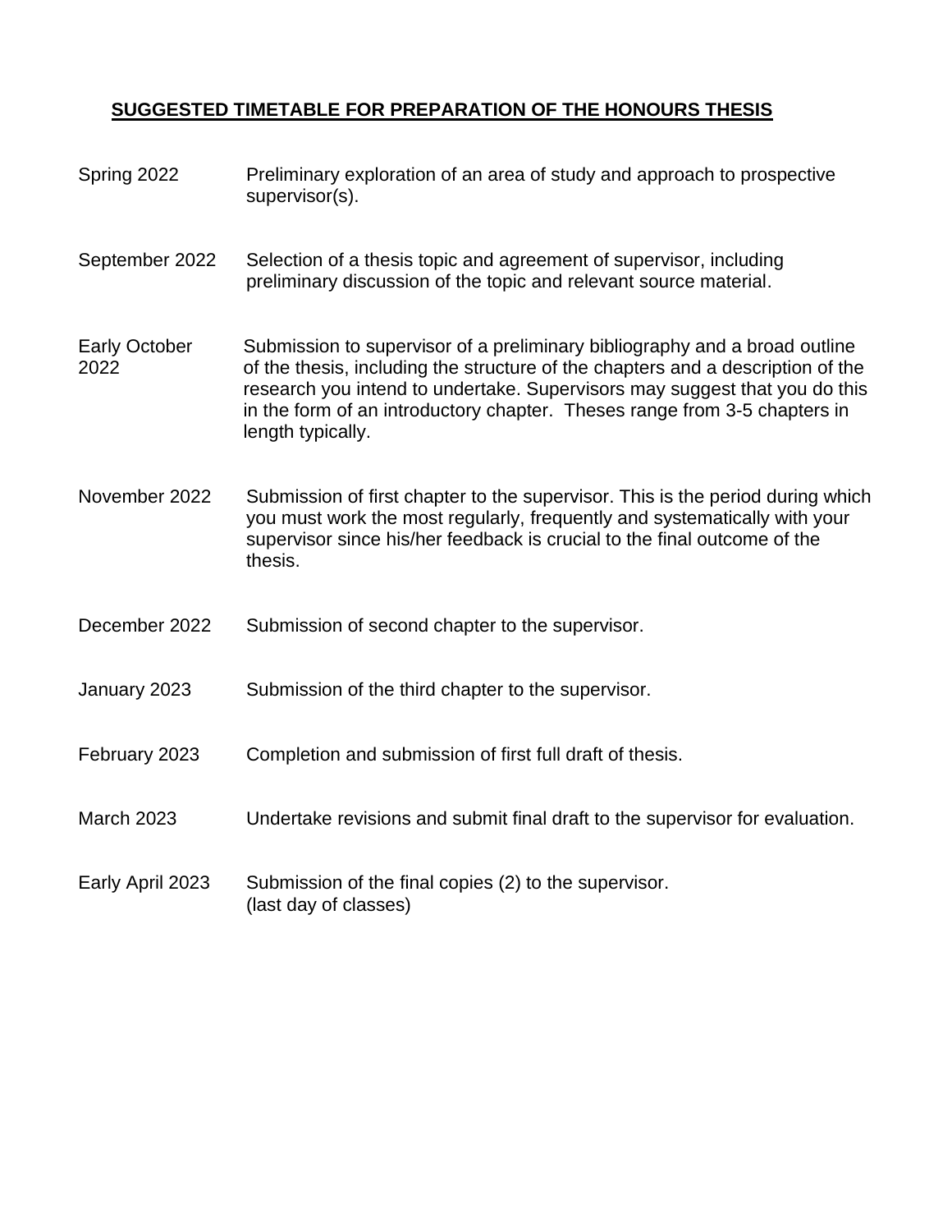## SUGGESTED TIMETABLE FOR PREPARATION OF THE HONOURS THESIS

| | |
|---|---|
| Spring 2022 | Preliminary exploration of an area of study and approach to prospective supervisor(s). |
| September 2022 | Selection of a thesis topic and agreement of supervisor, including preliminary discussion of the topic and relevant source material. |
| Early October 2022 | Submission to supervisor of a preliminary bibliography and a broad outline of the thesis, including the structure of the chapters and a description of the research you intend to undertake. Supervisors may suggest that you do this in the form of an introductory chapter. Theses range from 3-5 chapters in length typically. |
| November 2022 | Submission of first chapter to the supervisor. This is the period during which you must work the most regularly, frequently and systematically with your supervisor since his/her feedback is crucial to the final outcome of the thesis. |
| December 2022 | Submission of second chapter to the supervisor. |
| January 2023 | Submission of the third chapter to the supervisor. |
| February 2023 | Completion and submission of first full draft of thesis. |
| March 2023 | Undertake revisions and submit final draft to the supervisor for evaluation. |
| Early April 2023 | Submission of the final copies (2) to the supervisor. (last day of classes) |